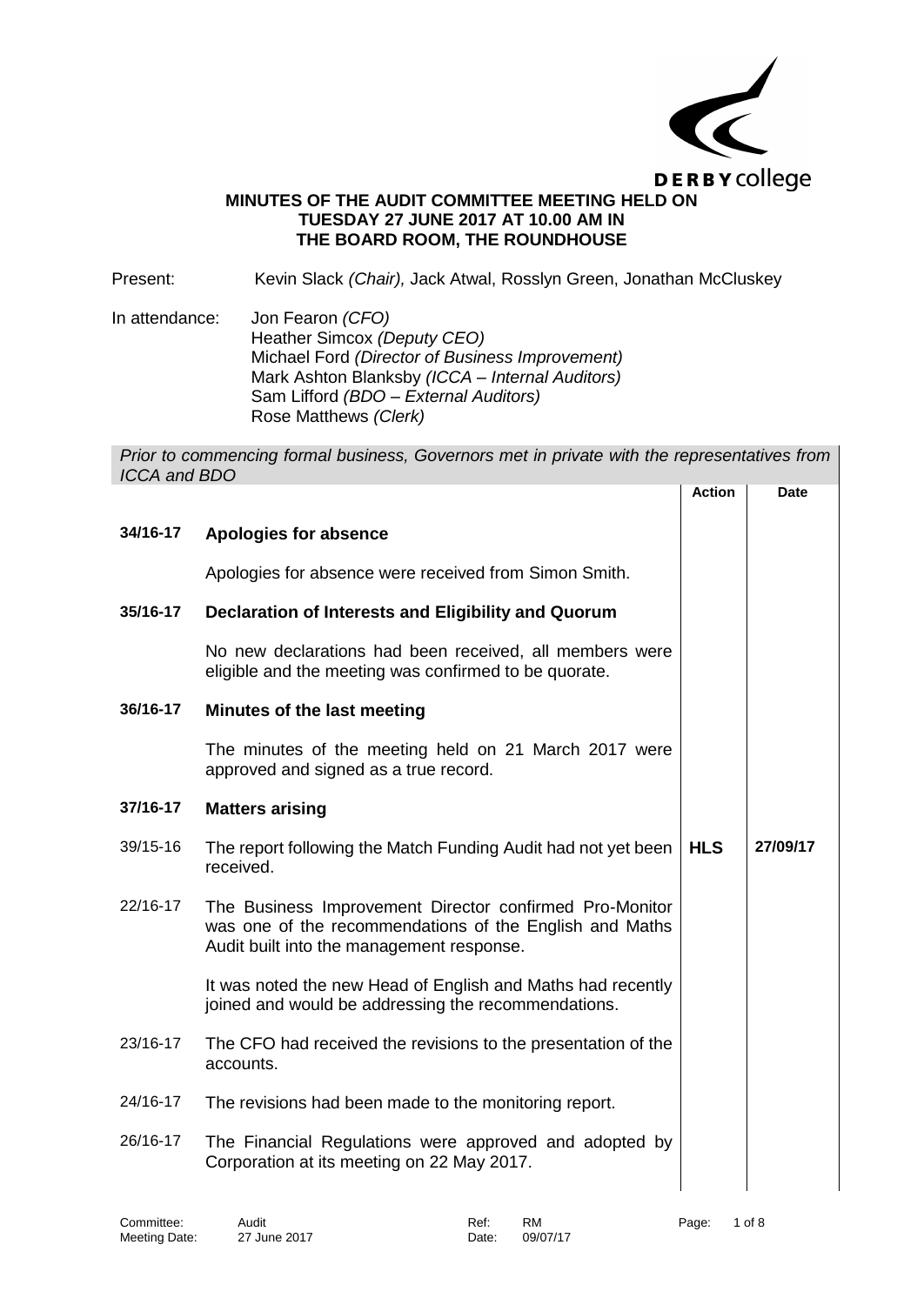**DERBY college**

# MINUTES OF THE AUDIT COMMITTEE MEETING HELD ON TUESDAY 27 JUNE 2017 AT 10.00 AM IN THE BOARD ROOM, THE ROUNDHOUSE

Present: Kevin Slack *(Chair),* Jack Atwal, Rosslyn Green, Jonathan McCluskey

In attendance: Jon Fearon *(CFO)*
Heather Simcox *(Deputy CEO)*
Michael Ford *(Director of Business Improvement)*
Mark Ashton Blanksby *(ICCA – Internal Auditors)*
Sam Lifford *(BDO – External Auditors)*
Rose Matthews *(Clerk)*

*Prior to commencing formal business, Governors met in private with the representatives from ICCA and BDO*

| | | Action | Date |
|---|---|---|---|
| **34/16-17** | **Apologies for absence** | | |
| | Apologies for absence were received from Simon Smith. | | |
| **35/16-17** | **Declaration of Interests and Eligibility and Quorum** | | |
| | No new declarations had been received, all members were eligible and the meeting was confirmed to be quorate. | | |
| **36/16-17** | **Minutes of the last meeting** | | |
| | The minutes of the meeting held on 21 March 2017 were approved and signed as a true record. | | |
| **37/16-17** | **Matters arising** | | |
| 39/15-16 | The report following the Match Funding Audit had not yet been received. | **HLS** | **27/09/17** |
| 22/16-17 | The Business Improvement Director confirmed Pro-Monitor was one of the recommendations of the English and Maths Audit built into the management response. | | |
| | It was noted the new Head of English and Maths had recently joined and would be addressing the recommendations. | | |
| 23/16-17 | The CFO had received the revisions to the presentation of the accounts. | | |
| 24/16-17 | The revisions had been made to the monitoring report. | | |
| 26/16-17 | The Financial Regulations were approved and adopted by Corporation at its meeting on 22 May 2017. | | |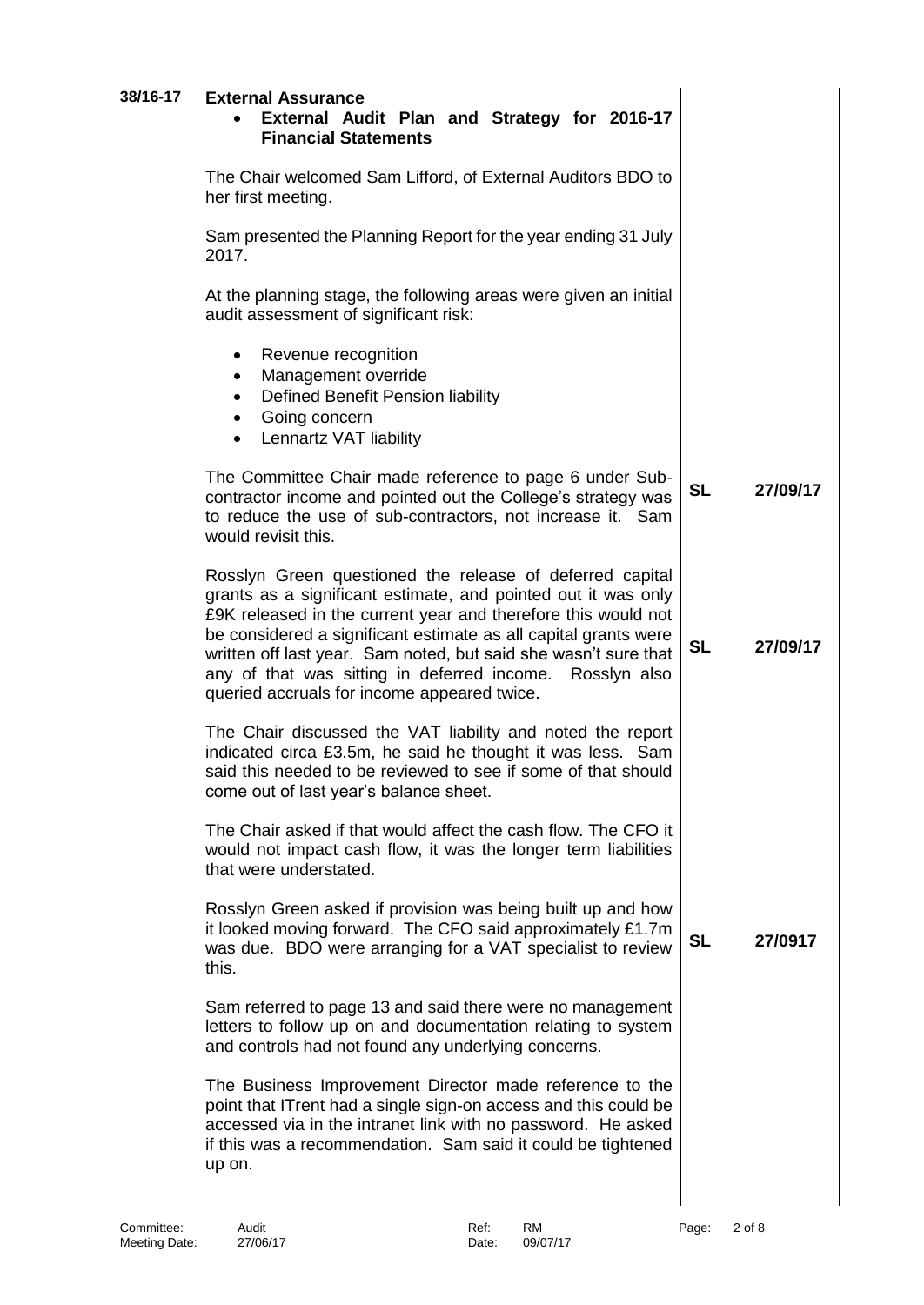| | | | |
|---|---|---|---|
| **38/16-17** | **External Assurance**<br>• **External Audit Plan and Strategy for 2016-17 Financial Statements** | | |
| | The Chair welcomed Sam Lifford, of External Auditors BDO to her first meeting. | | |
| | Sam presented the Planning Report for the year ending 31 July 2017. | | |
| | At the planning stage, the following areas were given an initial audit assessment of significant risk:<br>• Revenue recognition<br>• Management override<br>• Defined Benefit Pension liability<br>• Going concern<br>• Lennartz VAT liability | | |
| | The Committee Chair made reference to page 6 under Sub-contractor income and pointed out the College's strategy was to reduce the use of sub-contractors, not increase it. Sam would revisit this. | **SL** | **27/09/17** |
| | Rosslyn Green questioned the release of deferred capital grants as a significant estimate, and pointed out it was only £9K released in the current year and therefore this would not be considered a significant estimate as all capital grants were written off last year. Sam noted, but said she wasn't sure that any of that was sitting in deferred income. Rosslyn also queried accruals for income appeared twice. | **SL** | **27/09/17** |
| | The Chair discussed the VAT liability and noted the report indicated circa £3.5m, he said he thought it was less. Sam said this needed to be reviewed to see if some of that should come out of last year's balance sheet. | | |
| | The Chair asked if that would affect the cash flow. The CFO it would not impact cash flow, it was the longer term liabilities that were understated. | | |
| | Rosslyn Green asked if provision was being built up and how it looked moving forward. The CFO said approximately £1.7m was due. BDO were arranging for a VAT specialist to review this. | **SL** | **27/0917** |
| | Sam referred to page 13 and said there were no management letters to follow up on and documentation relating to system and controls had not found any underlying concerns. | | |
| | The Business Improvement Director made reference to the point that ITrent had a single sign-on access and this could be accessed via in the intranet link with no password. He asked if this was a recommendation. Sam said it could be tightened up on. | | |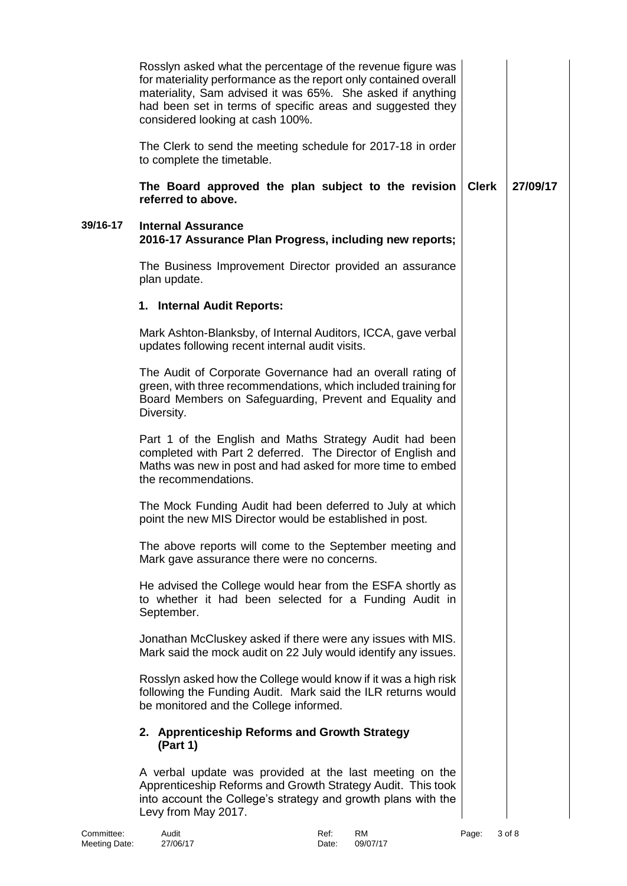| | | | |
|---|---|---|---|
| | Rosslyn asked what the percentage of the revenue figure was for materiality performance as the report only contained overall materiality, Sam advised it was 65%. She asked if anything had been set in terms of specific areas and suggested they considered looking at cash 100%.<br><br>The Clerk to send the meeting schedule for 2017-18 in order to complete the timetable.<br><br>**The Board approved the plan subject to the revision referred to above.** | **Clerk** | **27/09/17** |
| **39/16-17** | **Internal Assurance**<br>**2016-17 Assurance Plan Progress, including new reports;**<br><br>The Business Improvement Director provided an assurance plan update.<br><br>**1. Internal Audit Reports:**<br><br>Mark Ashton-Blanksby, of Internal Auditors, ICCA, gave verbal updates following recent internal audit visits.<br><br>The Audit of Corporate Governance had an overall rating of green, with three recommendations, which included training for Board Members on Safeguarding, Prevent and Equality and Diversity.<br><br>Part 1 of the English and Maths Strategy Audit had been completed with Part 2 deferred. The Director of English and Maths was new in post and had asked for more time to embed the recommendations.<br><br>The Mock Funding Audit had been deferred to July at which point the new MIS Director would be established in post.<br><br>The above reports will come to the September meeting and Mark gave assurance there were no concerns.<br><br>He advised the College would hear from the ESFA shortly as to whether it had been selected for a Funding Audit in September.<br><br>Jonathan McCluskey asked if there were any issues with MIS. Mark said the mock audit on 22 July would identify any issues.<br><br>Rosslyn asked how the College would know if it was a high risk following the Funding Audit. Mark said the ILR returns would be monitored and the College informed.<br><br>**2. Apprenticeship Reforms and Growth Strategy (Part 1)**<br><br>A verbal update was provided at the last meeting on the Apprenticeship Reforms and Growth Strategy Audit. This took into account the College's strategy and growth plans with the Levy from May 2017. | | |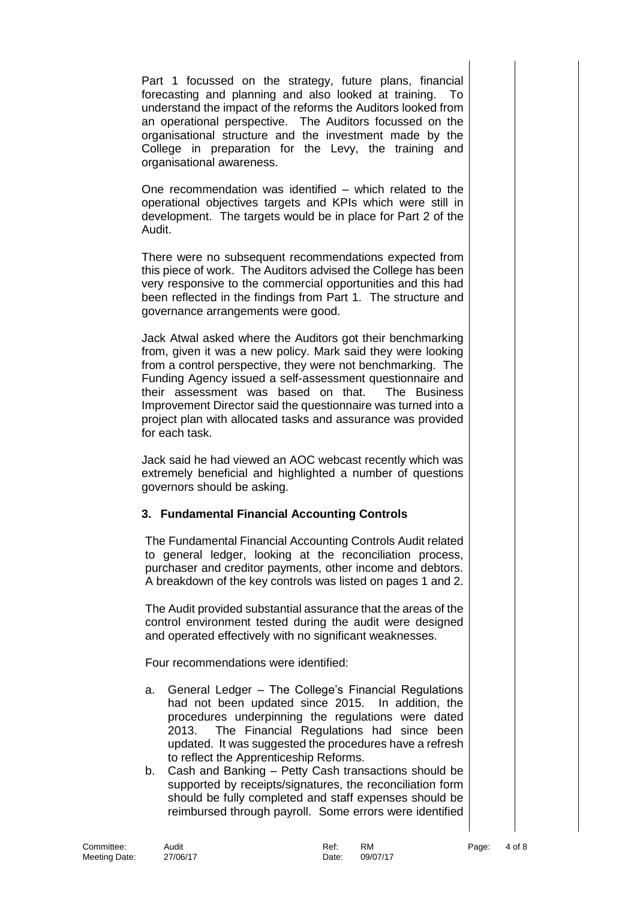Part 1 focussed on the strategy, future plans, financial forecasting and planning and also looked at training. To understand the impact of the reforms the Auditors looked from an operational perspective. The Auditors focussed on the organisational structure and the investment made by the College in preparation for the Levy, the training and organisational awareness.

One recommendation was identified – which related to the operational objectives targets and KPIs which were still in development. The targets would be in place for Part 2 of the Audit.

There were no subsequent recommendations expected from this piece of work. The Auditors advised the College has been very responsive to the commercial opportunities and this had been reflected in the findings from Part 1. The structure and governance arrangements were good.

Jack Atwal asked where the Auditors got their benchmarking from, given it was a new policy. Mark said they were looking from a control perspective, they were not benchmarking. The Funding Agency issued a self-assessment questionnaire and their assessment was based on that. The Business Improvement Director said the questionnaire was turned into a project plan with allocated tasks and assurance was provided for each task.

Jack said he had viewed an AOC webcast recently which was extremely beneficial and highlighted a number of questions governors should be asking.

### 3. Fundamental Financial Accounting Controls

The Fundamental Financial Accounting Controls Audit related to general ledger, looking at the reconciliation process, purchaser and creditor payments, other income and debtors. A breakdown of the key controls was listed on pages 1 and 2.

The Audit provided substantial assurance that the areas of the control environment tested during the audit were designed and operated effectively with no significant weaknesses.

Four recommendations were identified:

a. General Ledger – The College's Financial Regulations had not been updated since 2015. In addition, the procedures underpinning the regulations were dated 2013. The Financial Regulations had since been updated. It was suggested the procedures have a refresh to reflect the Apprenticeship Reforms.
b. Cash and Banking – Petty Cash transactions should be supported by receipts/signatures, the reconciliation form should be fully completed and staff expenses should be reimbursed through payroll. Some errors were identified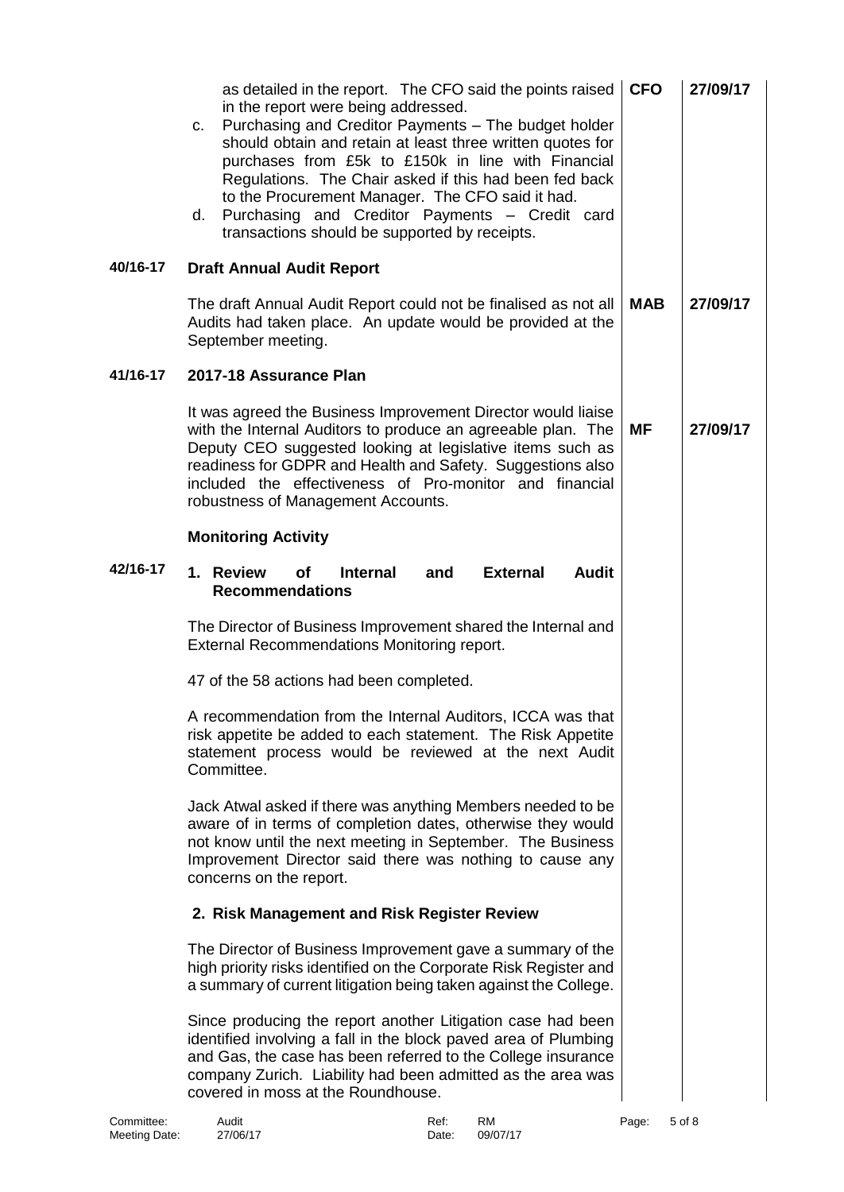| | | Action | Date |
|---|---|---|---|
| | as detailed in the report. The CFO said the points raised in the report were being addressed.<br>c. Purchasing and Creditor Payments – The budget holder should obtain and retain at least three written quotes for purchases from £5k to £150k in line with Financial Regulations. The Chair asked if this had been fed back to the Procurement Manager. The CFO said it had.<br>d. Purchasing and Creditor Payments – Credit card transactions should be supported by receipts. | **CFO** | **27/09/17** |
| **40/16-17** | **Draft Annual Audit Report** | | |
| | The draft Annual Audit Report could not be finalised as not all Audits had taken place. An update would be provided at the September meeting. | **MAB** | **27/09/17** |
| **41/16-17** | **2017-18 Assurance Plan** | | |
| | It was agreed the Business Improvement Director would liaise with the Internal Auditors to produce an agreeable plan. The Deputy CEO suggested looking at legislative items such as readiness for GDPR and Health and Safety. Suggestions also included the effectiveness of Pro-monitor and financial robustness of Management Accounts. | **MF** | **27/09/17** |
| | **Monitoring Activity** | | |
| **42/16-17** | **1. Review of Internal and External Audit Recommendations** | | |
| | The Director of Business Improvement shared the Internal and External Recommendations Monitoring report.<br><br>47 of the 58 actions had been completed.<br><br>A recommendation from the Internal Auditors, ICCA was that risk appetite be added to each statement. The Risk Appetite statement process would be reviewed at the next Audit Committee.<br><br>Jack Atwal asked if there was anything Members needed to be aware of in terms of completion dates, otherwise they would not know until the next meeting in September. The Business Improvement Director said there was nothing to cause any concerns on the report. | | |
| | **2. Risk Management and Risk Register Review** | | |
| | The Director of Business Improvement gave a summary of the high priority risks identified on the Corporate Risk Register and a summary of current litigation being taken against the College.<br><br>Since producing the report another Litigation case had been identified involving a fall in the block paved area of Plumbing and Gas, the case has been referred to the College insurance company Zurich. Liability had been admitted as the area was covered in moss at the Roundhouse. | | |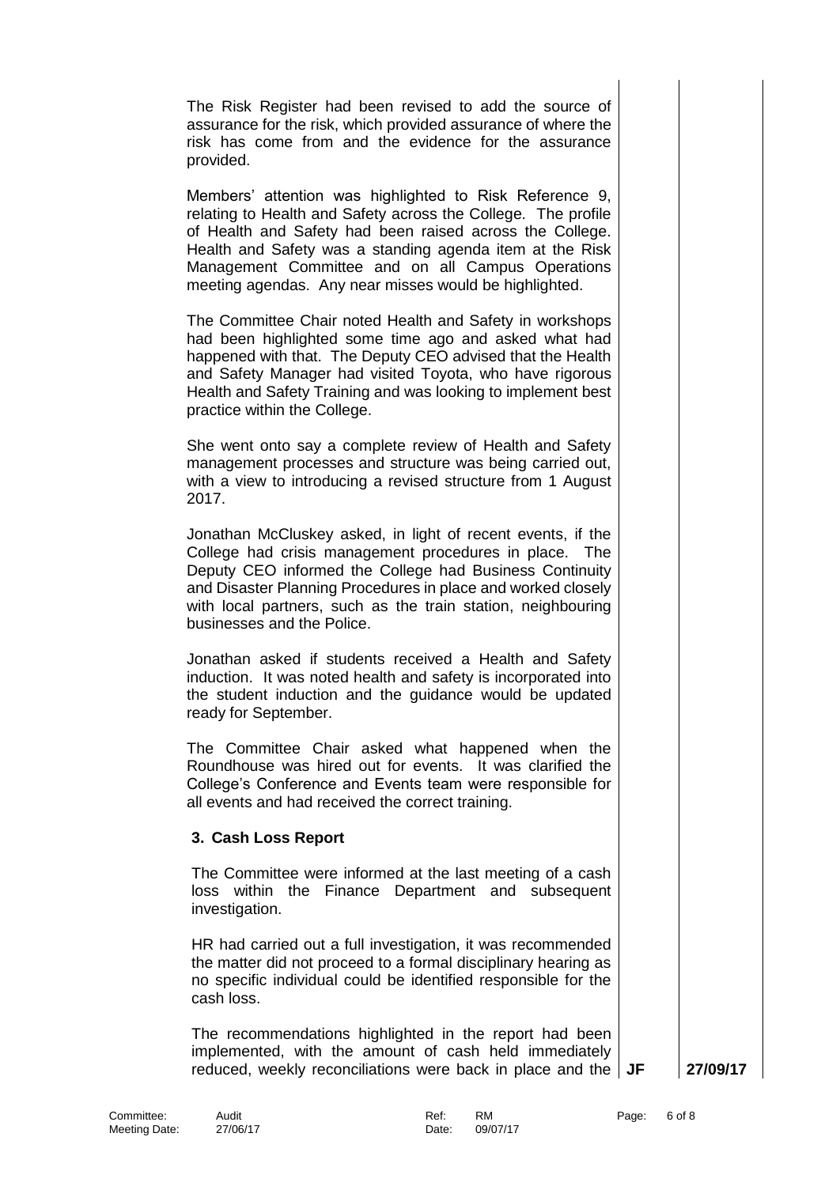The Risk Register had been revised to add the source of assurance for the risk, which provided assurance of where the risk has come from and the evidence for the assurance provided.

Members' attention was highlighted to Risk Reference 9, relating to Health and Safety across the College. The profile of Health and Safety had been raised across the College. Health and Safety was a standing agenda item at the Risk Management Committee and on all Campus Operations meeting agendas. Any near misses would be highlighted.

The Committee Chair noted Health and Safety in workshops had been highlighted some time ago and asked what had happened with that. The Deputy CEO advised that the Health and Safety Manager had visited Toyota, who have rigorous Health and Safety Training and was looking to implement best practice within the College.

She went onto say a complete review of Health and Safety management processes and structure was being carried out, with a view to introducing a revised structure from 1 August 2017.

Jonathan McCluskey asked, in light of recent events, if the College had crisis management procedures in place. The Deputy CEO informed the College had Business Continuity and Disaster Planning Procedures in place and worked closely with local partners, such as the train station, neighbouring businesses and the Police.

Jonathan asked if students received a Health and Safety induction. It was noted health and safety is incorporated into the student induction and the guidance would be updated ready for September.

The Committee Chair asked what happened when the Roundhouse was hired out for events. It was clarified the College's Conference and Events team were responsible for all events and had received the correct training.

### 3. Cash Loss Report

The Committee were informed at the last meeting of a cash loss within the Finance Department and subsequent investigation.

HR had carried out a full investigation, it was recommended the matter did not proceed to a formal disciplinary hearing as no specific individual could be identified responsible for the cash loss.

The recommendations highlighted in the report had been implemented, with the amount of cash held immediately reduced, weekly reconciliations were back in place and the **JF** **27/09/17**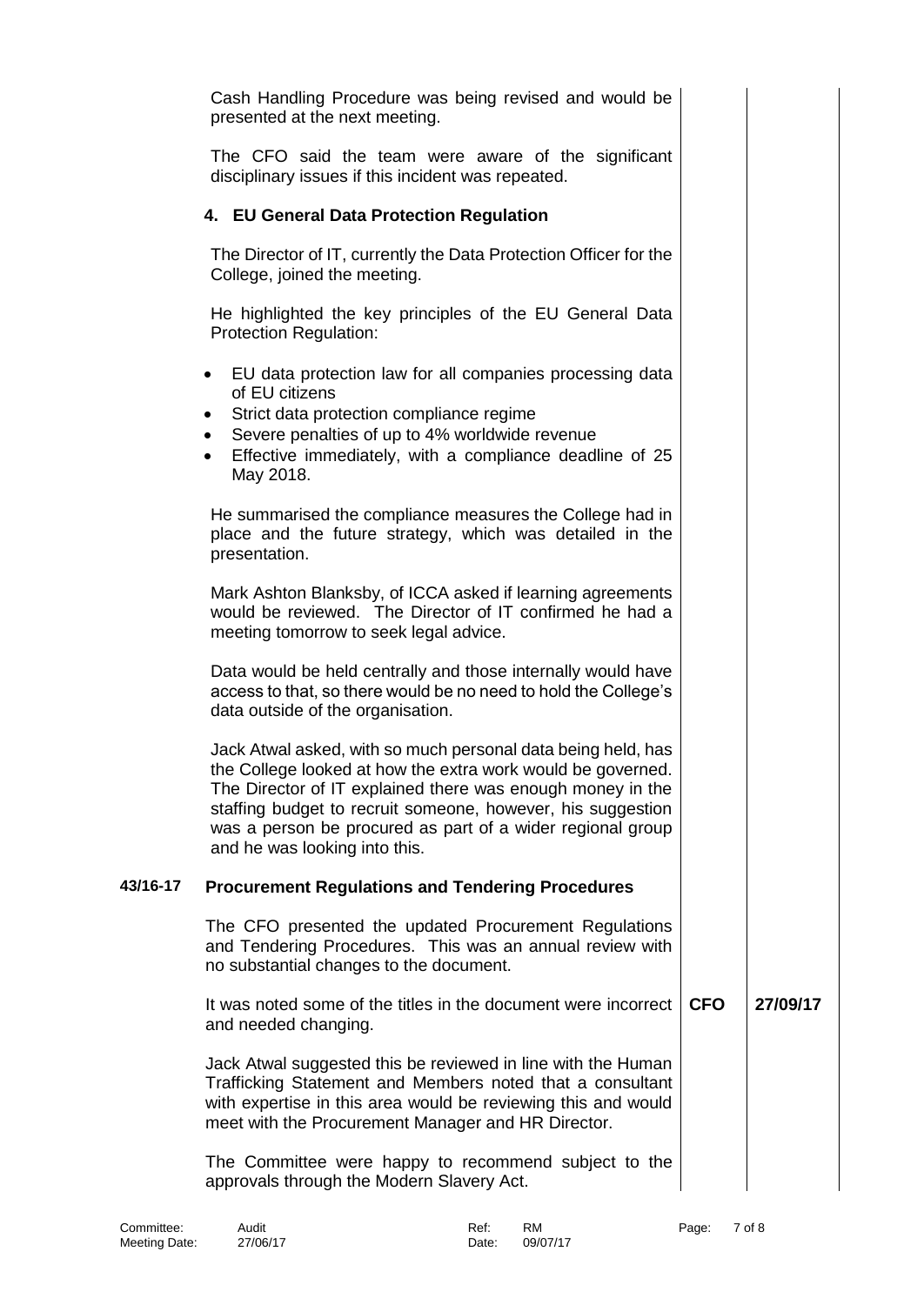Cash Handling Procedure was being revised and would be presented at the next meeting.

The CFO said the team were aware of the significant disciplinary issues if this incident was repeated.

**4. EU General Data Protection Regulation**

The Director of IT, currently the Data Protection Officer for the College, joined the meeting.

He highlighted the key principles of the EU General Data Protection Regulation:

- EU data protection law for all companies processing data of EU citizens
- Strict data protection compliance regime
- Severe penalties of up to 4% worldwide revenue
- Effective immediately, with a compliance deadline of 25 May 2018.

He summarised the compliance measures the College had in place and the future strategy, which was detailed in the presentation.

Mark Ashton Blanksby, of ICCA asked if learning agreements would be reviewed. The Director of IT confirmed he had a meeting tomorrow to seek legal advice.

Data would be held centrally and those internally would have access to that, so there would be no need to hold the College's data outside of the organisation.

Jack Atwal asked, with so much personal data being held, has the College looked at how the extra work would be governed. The Director of IT explained there was enough money in the staffing budget to recruit someone, however, his suggestion was a person be procured as part of a wider regional group and he was looking into this.

| | | | |
|---|---|---|---|
| **43/16-17** | **Procurement Regulations and Tendering Procedures** | | |
| | The CFO presented the updated Procurement Regulations and Tendering Procedures. This was an annual review with no substantial changes to the document. | | |
| | It was noted some of the titles in the document were incorrect and needed changing. | **CFO** | **27/09/17** |
| | Jack Atwal suggested this be reviewed in line with the Human Trafficking Statement and Members noted that a consultant with expertise in this area would be reviewing this and would meet with the Procurement Manager and HR Director. | | |
| | The Committee were happy to recommend subject to the approvals through the Modern Slavery Act. | | |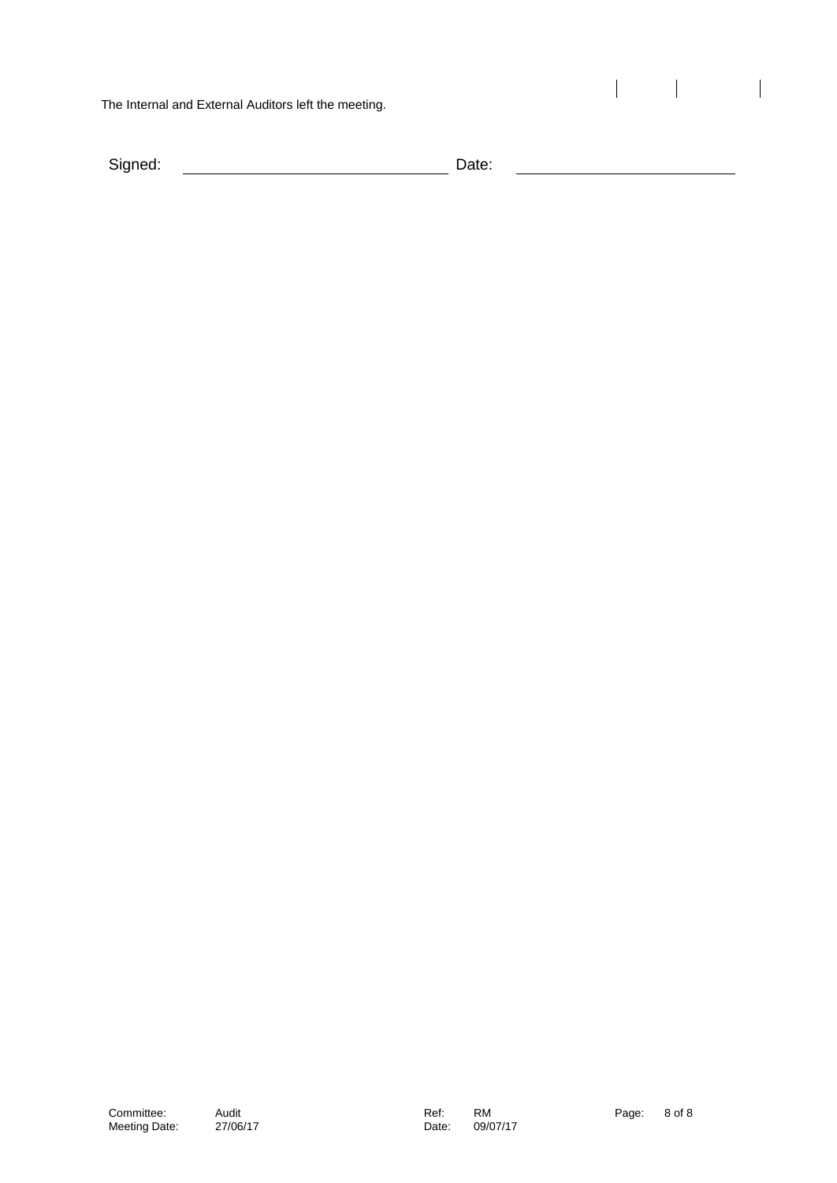The Internal and External Auditors left the meeting.

Signed: \_\_\_\_\_\_\_\_\_\_\_\_\_\_\_\_\_\_\_\_\_\_\_\_\_\_\_\_\_\_ Date: \_\_\_\_\_\_\_\_\_\_\_\_\_\_\_\_\_\_\_\_\_\_\_\_\_\_